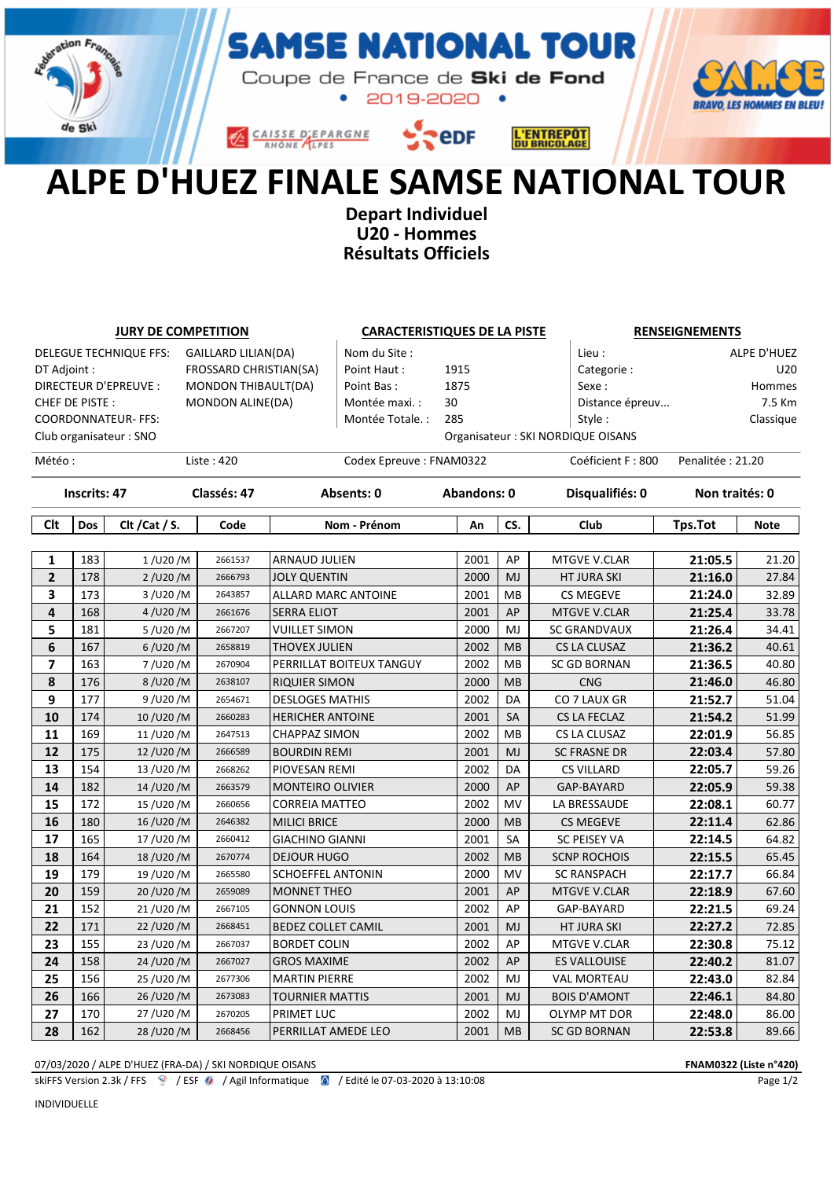# SAMSE NATIONAL TOUR

Coupe de France de **Ski de Fond**

• 2019-2020 •

# ALPE D'HUEZ FINALE SAMSE NATIONAL TOUR

## Depart Individuel
## U20 - Hommes
## Résultats Officiels

| **JURY DE COMPETITION** | | **CARACTERISTIQUES DE LA PISTE** | | **RENSEIGNEMENTS** | |
|---|---|---|---|---|---|
| DELEGUE TECHNIQUE FFS: | GAILLARD LILIAN(DA) | Nom du Site : | | Lieu : | ALPE D'HUEZ |
| DT Adjoint : | FROSSARD CHRISTIAN(SA) | Point Haut : | 1915 | Categorie : | U20 |
| DIRECTEUR D'EPREUVE : | MONDON THIBAULT(DA) | Point Bas : | 1875 | Sexe : | Hommes |
| CHEF DE PISTE : | MONDON ALINE(DA) | Montée maxi. : | 30 | Distance épreuv... | 7.5 Km |
| COORDONNATEUR- FFS: | | Montée Totale. : | 285 | Style : | Classique |
| Club organisateur : SNO | | Organisateur : SKI NORDIQUE OISANS | | | |

Météo : | Liste : 420 | Codex Epreuve : FNAM0322 | Coéficient F : 800 | Penalitée : 21.20

**Inscrits: 47** | **Classés: 47** | **Absents: 0** | **Abandons: 0** | **Disqualifiés: 0** | **Non traités: 0**

| Clt | Dos | Clt /Cat / S. | Code | Nom - Prénom | An | CS. | Club | Tps.Tot | Note |
|---|---|---|---|---|---|---|---|---|---|
| **1** | 183 | 1 /U20 /M | 2661537 | ARNAUD JULIEN | 2001 | AP | MTGVE V.CLAR | **21:05.5** | 21.20 |
| **2** | 178 | 2 /U20 /M | 2666793 | JOLY QUENTIN | 2000 | MJ | HT JURA SKI | **21:16.0** | 27.84 |
| **3** | 173 | 3 /U20 /M | 2643857 | ALLARD MARC ANTOINE | 2001 | MB | CS MEGEVE | **21:24.0** | 32.89 |
| **4** | 168 | 4 /U20 /M | 2661676 | SERRA ELIOT | 2001 | AP | MTGVE V.CLAR | **21:25.4** | 33.78 |
| **5** | 181 | 5 /U20 /M | 2667207 | VUILLET SIMON | 2000 | MJ | SC GRANDVAUX | **21:26.4** | 34.41 |
| **6** | 167 | 6 /U20 /M | 2658819 | THOVEX JULIEN | 2002 | MB | CS LA CLUSAZ | **21:36.2** | 40.61 |
| **7** | 163 | 7 /U20 /M | 2670904 | PERRILLAT BOITEUX TANGUY | 2002 | MB | SC GD BORNAN | **21:36.5** | 40.80 |
| **8** | 176 | 8 /U20 /M | 2638107 | RIQUIER SIMON | 2000 | MB | CNG | **21:46.0** | 46.80 |
| **9** | 177 | 9 /U20 /M | 2654671 | DESLOGES MATHIS | 2002 | DA | CO 7 LAUX GR | **21:52.7** | 51.04 |
| **10** | 174 | 10 /U20 /M | 2660283 | HERICHER ANTOINE | 2001 | SA | CS LA FECLAZ | **21:54.2** | 51.99 |
| **11** | 169 | 11 /U20 /M | 2647513 | CHAPPAZ SIMON | 2002 | MB | CS LA CLUSAZ | **22:01.9** | 56.85 |
| **12** | 175 | 12 /U20 /M | 2666589 | BOURDIN REMI | 2001 | MJ | SC FRASNE DR | **22:03.4** | 57.80 |
| **13** | 154 | 13 /U20 /M | 2668262 | PIOVESAN REMI | 2002 | DA | CS VILLARD | **22:05.7** | 59.26 |
| **14** | 182 | 14 /U20 /M | 2663579 | MONTEIRO OLIVIER | 2000 | AP | GAP-BAYARD | **22:05.9** | 59.38 |
| **15** | 172 | 15 /U20 /M | 2660656 | CORREIA MATTEO | 2002 | MV | LA BRESSAUDE | **22:08.1** | 60.77 |
| **16** | 180 | 16 /U20 /M | 2646382 | MILICI BRICE | 2000 | MB | CS MEGEVE | **22:11.4** | 62.86 |
| **17** | 165 | 17 /U20 /M | 2660412 | GIACHINO GIANNI | 2001 | SA | SC PEISEY VA | **22:14.5** | 64.82 |
| **18** | 164 | 18 /U20 /M | 2670774 | DEJOUR HUGO | 2002 | MB | SCNP ROCHOIS | **22:15.5** | 65.45 |
| **19** | 179 | 19 /U20 /M | 2665580 | SCHOEFFEL ANTONIN | 2000 | MV | SC RANSPACH | **22:17.7** | 66.84 |
| **20** | 159 | 20 /U20 /M | 2659089 | MONNET THEO | 2001 | AP | MTGVE V.CLAR | **22:18.9** | 67.60 |
| **21** | 152 | 21 /U20 /M | 2667105 | GONNON LOUIS | 2002 | AP | GAP-BAYARD | **22:21.5** | 69.24 |
| **22** | 171 | 22 /U20 /M | 2668451 | BEDEZ COLLET CAMIL | 2001 | MJ | HT JURA SKI | **22:27.2** | 72.85 |
| **23** | 155 | 23 /U20 /M | 2667037 | BORDET COLIN | 2002 | AP | MTGVE V.CLAR | **22:30.8** | 75.12 |
| **24** | 158 | 24 /U20 /M | 2667027 | GROS MAXIME | 2002 | AP | ES VALLOUISE | **22:40.2** | 81.07 |
| **25** | 156 | 25 /U20 /M | 2677306 | MARTIN PIERRE | 2002 | MJ | VAL MORTEAU | **22:43.0** | 82.84 |
| **26** | 166 | 26 /U20 /M | 2673083 | TOURNIER MATTIS | 2001 | MJ | BOIS D'AMONT | **22:46.1** | 84.80 |
| **27** | 170 | 27 /U20 /M | 2670205 | PRIMET LUC | 2002 | MJ | OLYMP MT DOR | **22:48.0** | 86.00 |
| **28** | 162 | 28 /U20 /M | 2668456 | PERRILLAT AMEDE LEO | 2001 | MB | SC GD BORNAN | **22:53.8** | 89.66 |

07/03/2020 / ALPE D'HUEZ (FRA-DA) / SKI NORDIQUE OISANS — **FNAM0322 (Liste n°420)**

skiFFS Version 2.3k / FFS / ESF / Agil Informatique / Edité le 07-03-2020 à 13:10:08

INDIVIDUELLE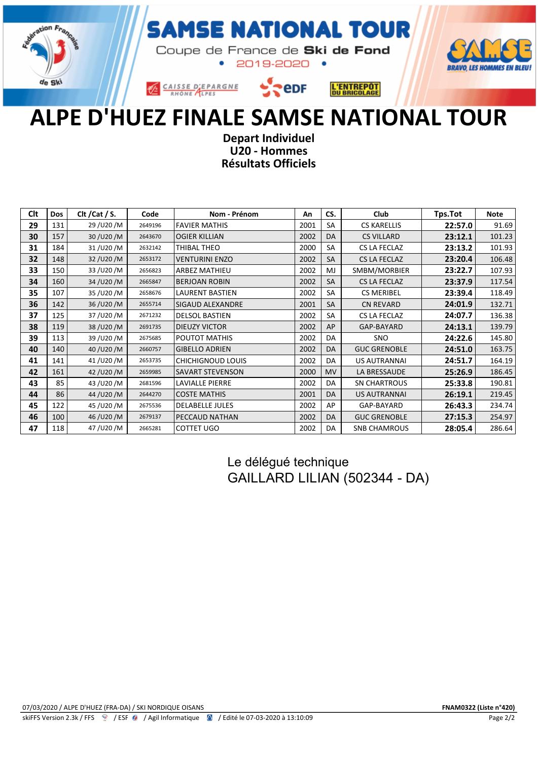# ALPE D'HUEZ FINALE SAMSE NATIONAL TOUR

**Depart Individuel**
**U20 - Hommes**
**Résultats Officiels**

| Clt | Dos | Clt /Cat / S. | Code | Nom - Prénom | An | CS. | Club | Tps.Tot | Note |
|---|---|---|---|---|---|---|---|---|---|
| 29 | 131 | 29 /U20 /M | 2649196 | FAVIER MATHIS | 2001 | SA | CS KARELLIS | 22:57.0 | 91.69 |
| 30 | 157 | 30 /U20 /M | 2643670 | OGIER KILLIAN | 2002 | DA | CS VILLARD | 23:12.1 | 101.23 |
| 31 | 184 | 31 /U20 /M | 2632142 | THIBAL THEO | 2000 | SA | CS LA FECLAZ | 23:13.2 | 101.93 |
| 32 | 148 | 32 /U20 /M | 2653172 | VENTURINI ENZO | 2002 | SA | CS LA FECLAZ | 23:20.4 | 106.48 |
| 33 | 150 | 33 /U20 /M | 2656823 | ARBEZ MATHIEU | 2002 | MJ | SMBM/MORBIER | 23:22.7 | 107.93 |
| 34 | 160 | 34 /U20 /M | 2665847 | BERJOAN ROBIN | 2002 | SA | CS LA FECLAZ | 23:37.9 | 117.54 |
| 35 | 107 | 35 /U20 /M | 2658676 | LAURENT BASTIEN | 2002 | SA | CS MERIBEL | 23:39.4 | 118.49 |
| 36 | 142 | 36 /U20 /M | 2655714 | SIGAUD ALEXANDRE | 2001 | SA | CN REVARD | 24:01.9 | 132.71 |
| 37 | 125 | 37 /U20 /M | 2671232 | DELSOL BASTIEN | 2002 | SA | CS LA FECLAZ | 24:07.7 | 136.38 |
| 38 | 119 | 38 /U20 /M | 2691735 | DIEUZY VICTOR | 2002 | AP | GAP-BAYARD | 24:13.1 | 139.79 |
| 39 | 113 | 39 /U20 /M | 2675685 | POUTOT MATHIS | 2002 | DA | SNO | 24:22.6 | 145.80 |
| 40 | 140 | 40 /U20 /M | 2660757 | GIBELLO ADRIEN | 2002 | DA | GUC GRENOBLE | 24:51.0 | 163.75 |
| 41 | 141 | 41 /U20 /M | 2653735 | CHICHIGNOUD LOUIS | 2002 | DA | US AUTRANNAI | 24:51.7 | 164.19 |
| 42 | 161 | 42 /U20 /M | 2659985 | SAVART STEVENSON | 2000 | MV | LA BRESSAUDE | 25:26.9 | 186.45 |
| 43 | 85 | 43 /U20 /M | 2681596 | LAVIALLE PIERRE | 2002 | DA | SN CHARTROUS | 25:33.8 | 190.81 |
| 44 | 86 | 44 /U20 /M | 2644270 | COSTE MATHIS | 2001 | DA | US AUTRANNAI | 26:19.1 | 219.45 |
| 45 | 122 | 45 /U20 /M | 2675536 | DELABELLE JULES | 2002 | AP | GAP-BAYARD | 26:43.3 | 234.74 |
| 46 | 100 | 46 /U20 /M | 2679137 | PECCAUD NATHAN | 2002 | DA | GUC GRENOBLE | 27:15.3 | 254.97 |
| 47 | 118 | 47 /U20 /M | 2665281 | COTTET UGO | 2002 | DA | SNB CHAMROUS | 28:05.4 | 286.64 |

Le délégué technique
GAILLARD LILIAN (502344 - DA)

07/03/2020 / ALPE D'HUEZ (FRA-DA) / SKI NORDIQUE OISANS — **FNAM0322 (Liste n°420)**

skiFFS Version 2.3k / FFS / ESF / Agil Informatique / Edité le 07-03-2020 à 13:10:09